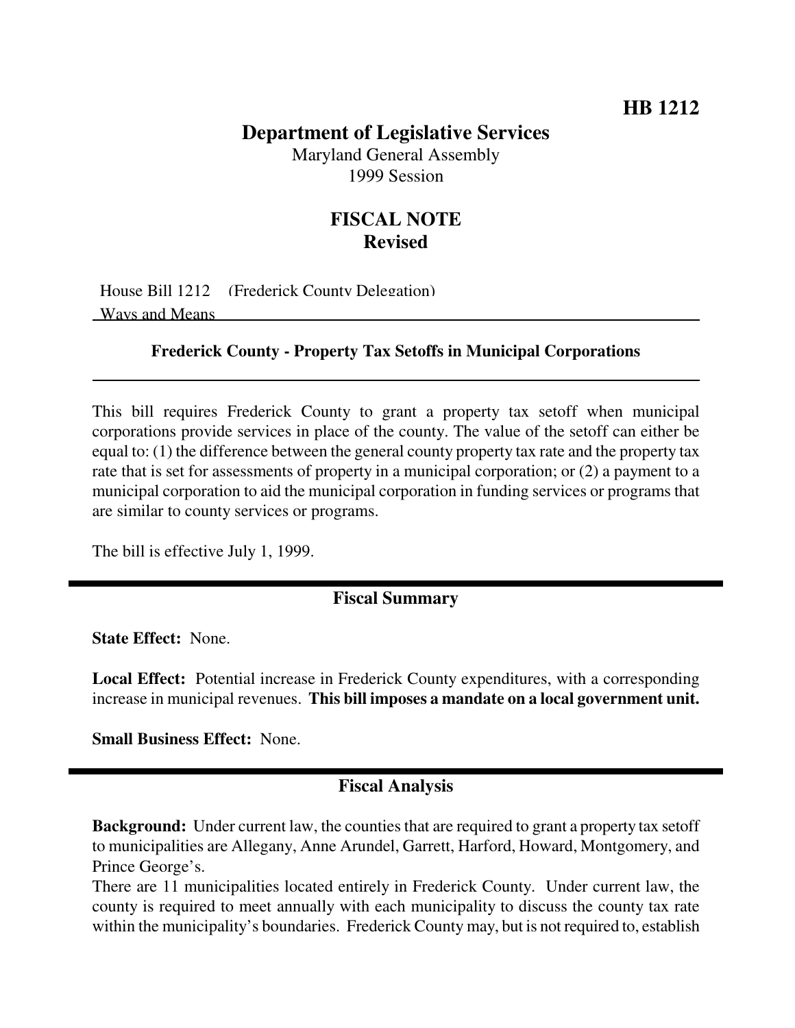**HB 1212**

# Department of Legislative Services

Maryland General Assembly
1999 Session

## FISCAL NOTE
**Revised**

House Bill 1212 (Frederick County Delegation)
Ways and Means

**Frederick County - Property Tax Setoffs in Municipal Corporations**

---

This bill requires Frederick County to grant a property tax setoff when municipal corporations provide services in place of the county. The value of the setoff can either be equal to: (1) the difference between the general county property tax rate and the property tax rate that is set for assessments of property in a municipal corporation; or (2) a payment to a municipal corporation to aid the municipal corporation in funding services or programs that are similar to county services or programs.

The bill is effective July 1, 1999.

## Fiscal Summary

**State Effect:** None.

**Local Effect:** Potential increase in Frederick County expenditures, with a corresponding increase in municipal revenues. **This bill imposes a mandate on a local government unit.**

**Small Business Effect:** None.

## Fiscal Analysis

**Background:** Under current law, the counties that are required to grant a property tax setoff to municipalities are Allegany, Anne Arundel, Garrett, Harford, Howard, Montgomery, and Prince George's.

There are 11 municipalities located entirely in Frederick County. Under current law, the county is required to meet annually with each municipality to discuss the county tax rate within the municipality's boundaries. Frederick County may, but is not required to, establish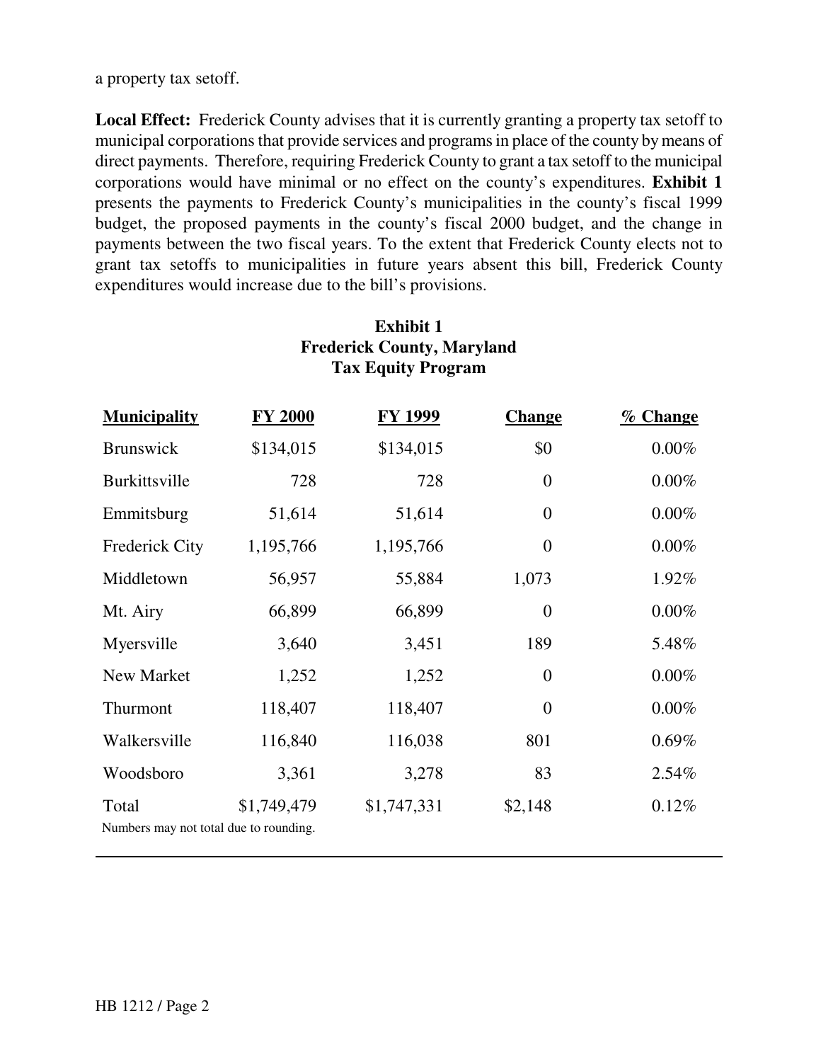a property tax setoff.

**Local Effect:** Frederick County advises that it is currently granting a property tax setoff to municipal corporations that provide services and programs in place of the county by means of direct payments. Therefore, requiring Frederick County to grant a tax setoff to the municipal corporations would have minimal or no effect on the county's expenditures. **Exhibit 1** presents the payments to Frederick County's municipalities in the county's fiscal 1999 budget, the proposed payments in the county's fiscal 2000 budget, and the change in payments between the two fiscal years. To the extent that Frederick County elects not to grant tax setoffs to municipalities in future years absent this bill, Frederick County expenditures would increase due to the bill's provisions.

**Exhibit 1**
**Frederick County, Maryland**
**Tax Equity Program**

| Municipality | FY 2000 | FY 1999 | Change | % Change |
|---|---|---|---|---|
| Brunswick | $134,015 | $134,015 | $0 | 0.00% |
| Burkittsville | 728 | 728 | 0 | 0.00% |
| Emmitsburg | 51,614 | 51,614 | 0 | 0.00% |
| Frederick City | 1,195,766 | 1,195,766 | 0 | 0.00% |
| Middletown | 56,957 | 55,884 | 1,073 | 1.92% |
| Mt. Airy | 66,899 | 66,899 | 0 | 0.00% |
| Myersville | 3,640 | 3,451 | 189 | 5.48% |
| New Market | 1,252 | 1,252 | 0 | 0.00% |
| Thurmont | 118,407 | 118,407 | 0 | 0.00% |
| Walkersville | 116,840 | 116,038 | 801 | 0.69% |
| Woodsboro | 3,361 | 3,278 | 83 | 2.54% |
| Total | $1,749,479 | $1,747,331 | $2,148 | 0.12% |

Numbers may not total due to rounding.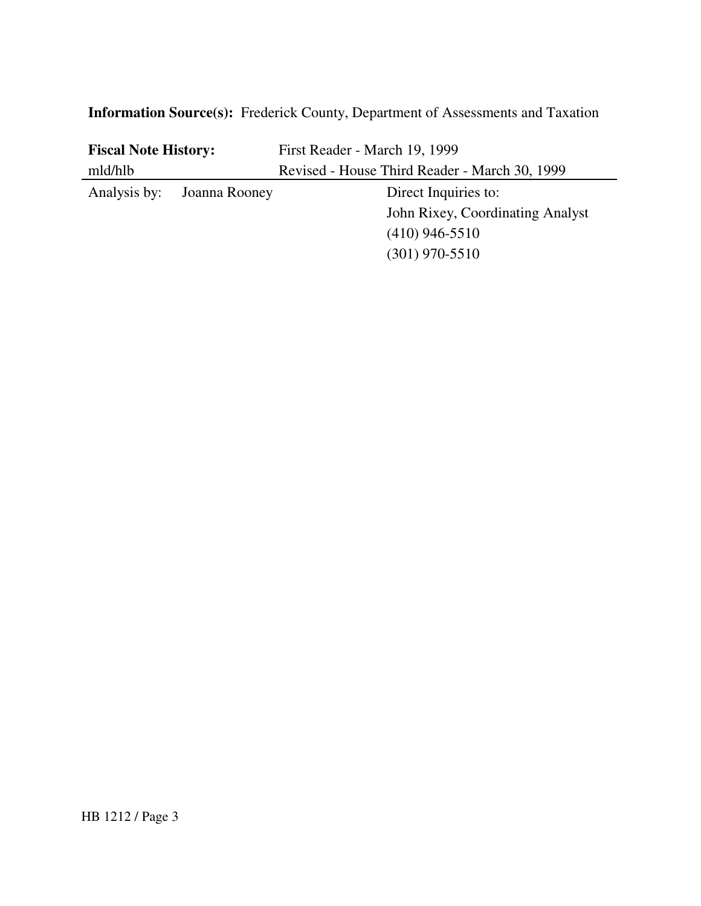**Information Source(s):** Frederick County, Department of Assessments and Taxation

| | |
|---|---|
| **Fiscal Note History:** | First Reader - March 19, 1999 |
| mld/hlb | Revised - House Third Reader - March 30, 1999 |

Analysis by: Joanna Rooney

Direct Inquiries to:
John Rixey, Coordinating Analyst
(410) 946-5510
(301) 970-5510